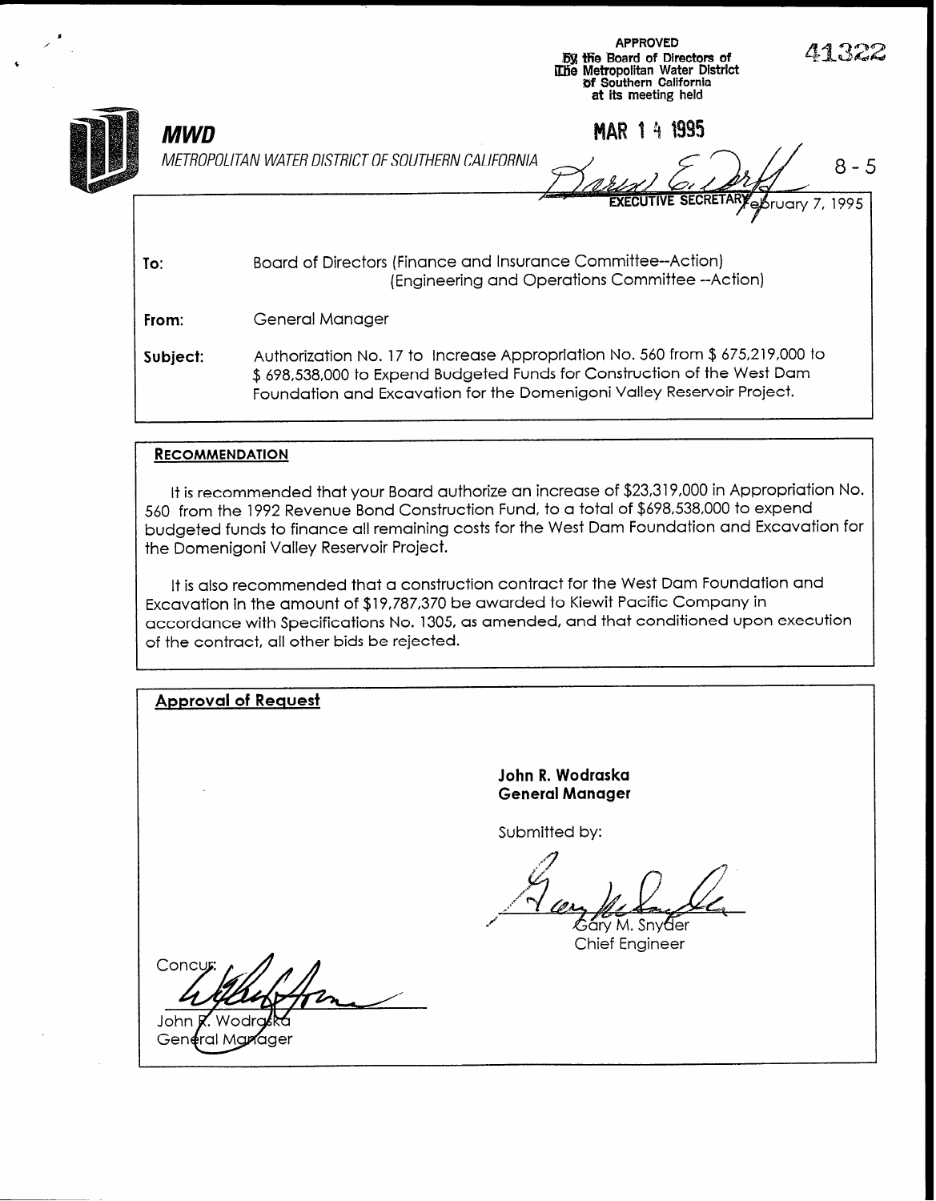APPROVED
By the Board of Directors of
The Metropolitan Water District
of Southern California
at its meeting held

MAR 14 1995

EXECUTIVE SECRETARY

41322

**MWD**

*METROPOLITAN WATER DISTRICT OF SOUTHERN CALIFORNIA*

8-5

February 7, 1995

**To:** Board of Directors (Finance and Insurance Committee--Action)
(Engineering and Operations Committee --Action)

**From:** General Manager

**Subject:** Authorization No. 17 to Increase Appropriation No. 560 from $ 675,219,000 to $ 698,538,000 to Expend Budgeted Funds for Construction of the West Dam Foundation and Excavation for the Domenigoni Valley Reservoir Project.

## RECOMMENDATION

It is recommended that your Board authorize an increase of $23,319,000 in Appropriation No. 560 from the 1992 Revenue Bond Construction Fund, to a total of $698,538,000 to expend budgeted funds to finance all remaining costs for the West Dam Foundation and Excavation for the Domenigoni Valley Reservoir Project.

It is also recommended that a construction contract for the West Dam Foundation and Excavation in the amount of $19,787,370 be awarded to Kiewit Pacific Company in accordance with Specifications No. 1305, as amended, and that conditioned upon execution of the contract, all other bids be rejected.

## Approval of Request

**John R. Wodraska**
**General Manager**

Submitted by:

Gary M. Snyder
Chief Engineer

Concur:

John R. Wodraska
General Manager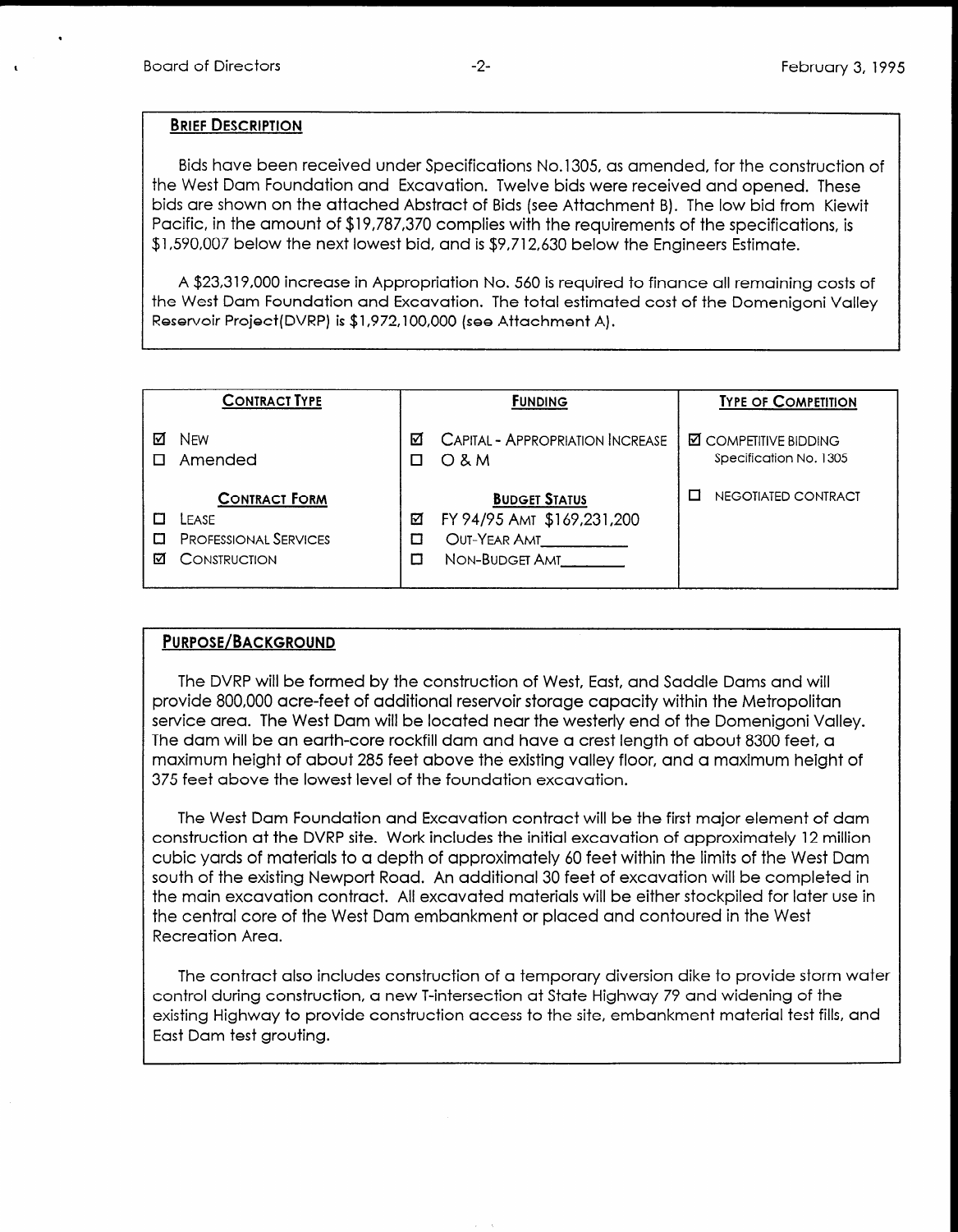## BRIEF DESCRIPTION

Bids have been received under Specifications No.1305, as amended, for the construction of the West Dam Foundation and Excavation. Twelve bids were received and opened. These bids are shown on the attached Abstract of Bids (see Attachment B). The low bid from Kiewit Pacific, in the amount of $19,787,370 complies with the requirements of the specifications, is $1,590,007 below the next lowest bid, and is $9,712,630 below the Engineers Estimate.

A $23,319,000 increase in Appropriation No. 560 is required to finance all remaining costs of the West Dam Foundation and Excavation. The total estimated cost of the Domenigoni Valley Reservoir Project(DVRP) is $1,972,100,000 (see Attachment A).

| CONTRACT TYPE | FUNDING | TYPE OF COMPETITION |
|---|---|---|
| ☑ NEW<br>☐ Amended | ☑ CAPITAL - APPROPRIATION INCREASE<br>☐ O & M | ☑ COMPETITIVE BIDDING Specification No. 1305 |
| **CONTRACT FORM** | **BUDGET STATUS** | ☐ NEGOTIATED CONTRACT |
| ☐ LEASE<br>☐ PROFESSIONAL SERVICES<br>☑ CONSTRUCTION | ☑ FY 94/95 AMT $169,231,200<br>☐ OUT-YEAR AMT________<br>☐ NON-BUDGET AMT________ | |

## PURPOSE/BACKGROUND

The DVRP will be formed by the construction of West, East, and Saddle Dams and will provide 800,000 acre-feet of additional reservoir storage capacity within the Metropolitan service area. The West Dam will be located near the westerly end of the Domenigoni Valley. The dam will be an earth-core rockfill dam and have a crest length of about 8300 feet, a maximum height of about 285 feet above the existing valley floor, and a maximum height of 375 feet above the lowest level of the foundation excavation.

The West Dam Foundation and Excavation contract will be the first major element of dam construction at the DVRP site. Work includes the initial excavation of approximately 12 million cubic yards of materials to a depth of approximately 60 feet within the limits of the West Dam south of the existing Newport Road. An additional 30 feet of excavation will be completed in the main excavation contract. All excavated materials will be either stockpiled for later use in the central core of the West Dam embankment or placed and contoured in the West Recreation Area.

The contract also includes construction of a temporary diversion dike to provide storm water control during construction, a new T-intersection at State Highway 79 and widening of the existing Highway to provide construction access to the site, embankment material test fills, and East Dam test grouting.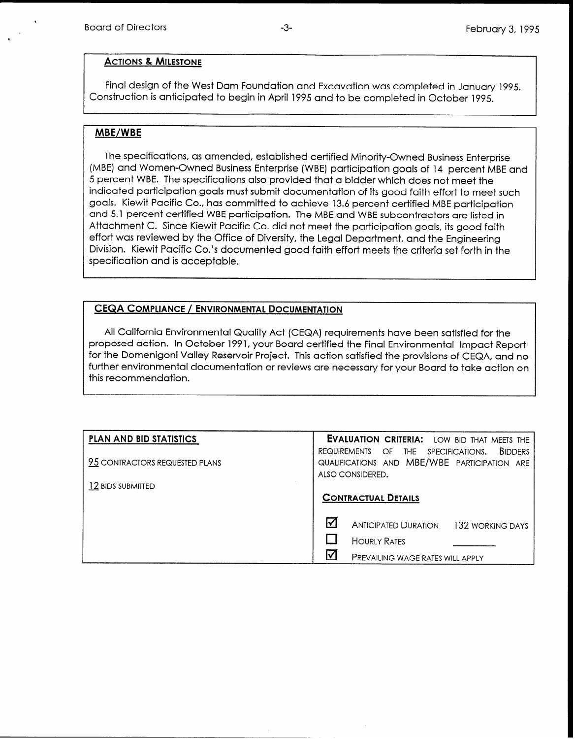## ACTIONS & MILESTONE

Final design of the West Dam Foundation and Excavation was completed in January 1995. Construction is anticipated to begin in April 1995 and to be completed in October 1995.

## MBE/WBE

The specifications, as amended, established certified Minority-Owned Business Enterprise (MBE) and Women-Owned Business Enterprise (WBE) participation goals of 14 percent MBE and 5 percent WBE. The specifications also provided that a bidder which does not meet the indicated participation goals must submit documentation of its good faith effort to meet such goals. Kiewit Pacific Co., has committed to achieve 13.6 percent certified MBE participation and 5.1 percent certified WBE participation. The MBE and WBE subcontractors are listed in Attachment C. Since Kiewit Pacific Co. did not meet the participation goals, its good faith effort was reviewed by the Office of Diversity, the Legal Department, and the Engineering Division. Kiewit Pacific Co.'s documented good faith effort meets the criteria set forth in the specification and is acceptable.

## CEQA COMPLIANCE / ENVIRONMENTAL DOCUMENTATION

All California Environmental Quality Act (CEQA) requirements have been satisfied for the proposed action. In October 1991, your Board certified the Final Environmental Impact Report for the Domenigoni Valley Reservoir Project. This action satisfied the provisions of CEQA, and no further environmental documentation or reviews are necessary for your Board to take action on this recommendation.

| PLAN AND BID STATISTICS | EVALUATION CRITERIA: LOW BID THAT MEETS THE REQUIREMENTS OF THE SPECIFICATIONS. BIDDERS QUALIFICATIONS AND MBE/WBE PARTICIPATION ARE ALSO CONSIDERED. |
|---|---|
| 95 CONTRACTORS REQUESTED PLANS<br>12 BIDS SUBMITTED | **CONTRACTUAL DETAILS**<br>☑ ANTICIPATED DURATION 132 WORKING DAYS<br>☐ HOURLY RATES ________<br>☑ PREVAILING WAGE RATES WILL APPLY |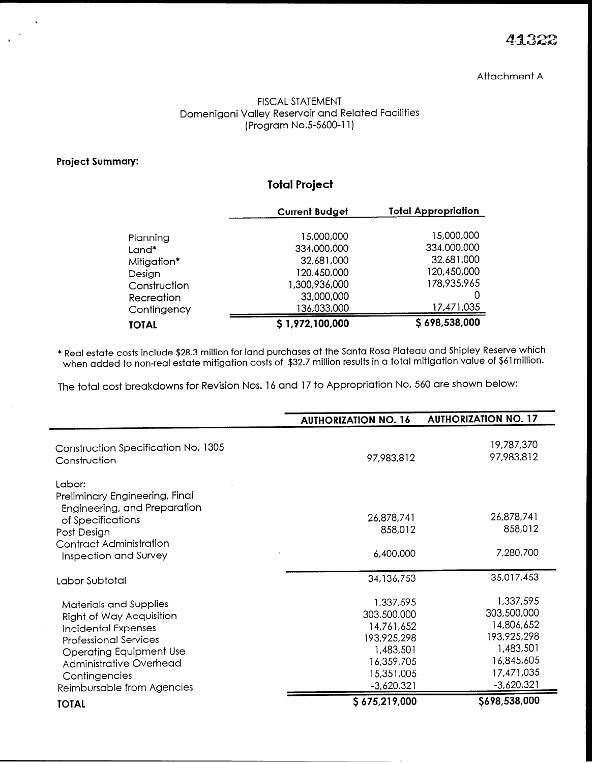41322

Attachment A

FISCAL STATEMENT
Domenigoni Valley Reservoir and Related Facilities
(Program No.5-5600-11)

**Project Summary:**

## Total Project

| | Current Budget | Total Appropriation |
|---|---|---|
| Planning | 15,000,000 | 15,000,000 |
| Land* | 334,000,000 | 334,000,000 |
| Mitigation* | 32,681,000 | 32,681,000 |
| Design | 120,450,000 | 120,450,000 |
| Construction | 1,300,936,000 | 178,935,965 |
| Recreation | 33,000,000 | 0 |
| Contingency | 136,033,000 | 17,471,035 |
| **TOTAL** | **$ 1,972,100,000** | **$ 698,538,000** |

* Real estate costs include $28.3 million for land purchases at the Santa Rosa Plateau and Shipley Reserve which when added to non-real estate mitigation costs of $32.7 million results in a total mitigation value of $61million.

The total cost breakdowns for Revision Nos. 16 and 17 to Appropriation No, 560 are shown below:

| | AUTHORIZATION NO. 16 | AUTHORIZATION NO. 17 |
|---|---|---|
| Construction Specification No. 1305 | | 19,787,370 |
| Construction | 97,983,812 | 97,983,812 |
| Labor: | | |
| Preliminary Engineering, Final Engineering, and Preparation of Specifications | 26,878,741 | 26,878,741 |
| Post Design | 858,012 | 858,012 |
| Contract Administration Inspection and Survey | 6,400,000 | 7,280,700 |
| Labor Subtotal | 34,136,753 | 35,017,453 |
| Materials and Supplies | 1,337,595 | 1,337,595 |
| Right of Way Acquisition | 303,500,000 | 303,500,000 |
| Incidental Expenses | 14,761,652 | 14,806,652 |
| Professional Services | 193,925,298 | 193,925,298 |
| Operating Equipment Use | 1,483,501 | 1,483,501 |
| Administrative Overhead | 16,359,705 | 16,845,605 |
| Contingencies | 15,351,005 | 17,471,035 |
| Reimbursable from Agencies | -3,620,321 | -3,620,321 |
| **TOTAL** | **$ 675,219,000** | **$698,538,000** |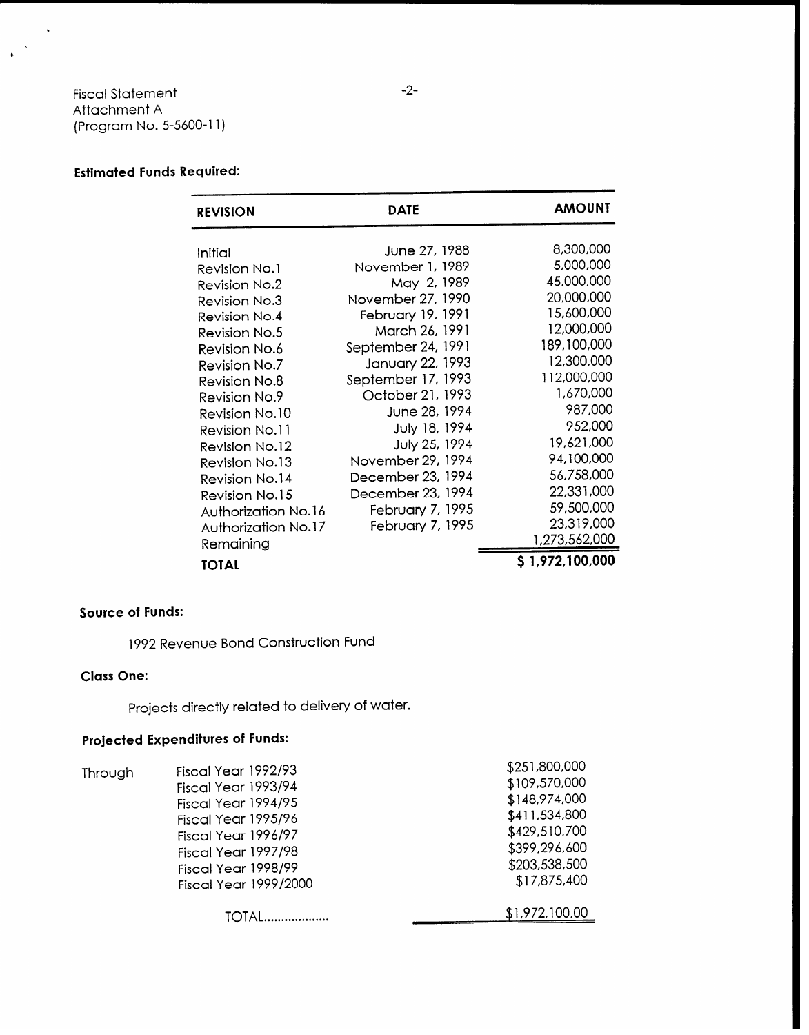Fiscal Statement
Attachment A
(Program No. 5-5600-11)

**Estimated Funds Required:**

| REVISION | DATE | AMOUNT |
|---|---|---|
| Initial | June 27, 1988 | 8,300,000 |
| Revision No.1 | November 1, 1989 | 5,000,000 |
| Revision No.2 | May 2, 1989 | 45,000,000 |
| Revision No.3 | November 27, 1990 | 20,000,000 |
| Revision No.4 | February 19, 1991 | 15,600,000 |
| Revision No.5 | March 26, 1991 | 12,000,000 |
| Revision No.6 | September 24, 1991 | 189,100,000 |
| Revision No.7 | January 22, 1993 | 12,300,000 |
| Revision No.8 | September 17, 1993 | 112,000,000 |
| Revision No.9 | October 21, 1993 | 1,670,000 |
| Revision No.10 | June 28, 1994 | 987,000 |
| Revision No.11 | July 18, 1994 | 952,000 |
| Revision No.12 | July 25, 1994 | 19,621,000 |
| Revision No.13 | November 29, 1994 | 94,100,000 |
| Revision No.14 | December 23, 1994 | 56,758,000 |
| Revision No.15 | December 23, 1994 | 22,331,000 |
| Authorization No.16 | February 7, 1995 | 59,500,000 |
| Authorization No.17 | February 7, 1995 | 23,319,000 |
| Remaining | | 1,273,562,000 |
| **TOTAL** | | **$ 1,972,100,000** |

**Source of Funds:**

1992 Revenue Bond Construction Fund

**Class One:**

Projects directly related to delivery of water.

**Projected Expenditures of Funds:**

| | | |
|---|---|---|
| Through | Fiscal Year 1992/93 | $251,800,000 |
| | Fiscal Year 1993/94 | $109,570,000 |
| | Fiscal Year 1994/95 | $148,974,000 |
| | Fiscal Year 1995/96 | $411,534,800 |
| | Fiscal Year 1996/97 | $429,510,700 |
| | Fiscal Year 1997/98 | $399,296,600 |
| | Fiscal Year 1998/99 | $203,538,500 |
| | Fiscal Year 1999/2000 | $17,875,400 |
| | TOTAL.................. | $1,972,100,00 |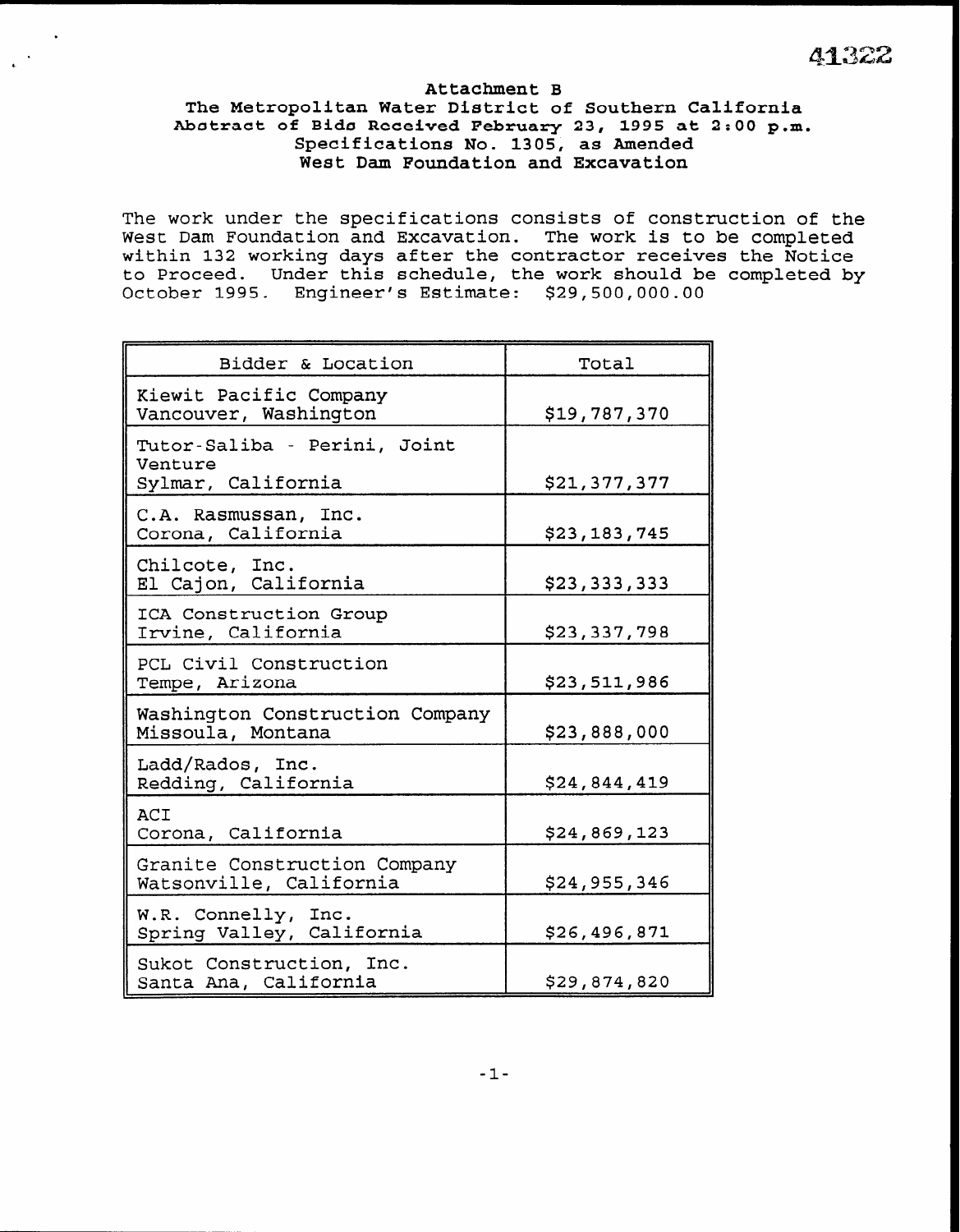41322

**Attachment B**
**The Metropolitan Water District of Southern California**
**Abstract of Bids Received February 23, 1995 at 2:00 p.m.**
**Specifications No. 1305, as Amended**
**West Dam Foundation and Excavation**

The work under the specifications consists of construction of the West Dam Foundation and Excavation. The work is to be completed within 132 working days after the contractor receives the Notice to Proceed. Under this schedule, the work should be completed by October 1995. Engineer's Estimate: $29,500,000.00

| Bidder & Location | Total |
|---|---|
| Kiewit Pacific Company<br>Vancouver, Washington | $19,787,370 |
| Tutor-Saliba - Perini, Joint Venture<br>Sylmar, California | $21,377,377 |
| C.A. Rasmussan, Inc.<br>Corona, California | $23,183,745 |
| Chilcote, Inc.<br>El Cajon, California | $23,333,333 |
| ICA Construction Group<br>Irvine, California | $23,337,798 |
| PCL Civil Construction<br>Tempe, Arizona | $23,511,986 |
| Washington Construction Company<br>Missoula, Montana | $23,888,000 |
| Ladd/Rados, Inc.<br>Redding, California | $24,844,419 |
| ACI<br>Corona, California | $24,869,123 |
| Granite Construction Company<br>Watsonville, California | $24,955,346 |
| W.R. Connelly, Inc.<br>Spring Valley, California | $26,496,871 |
| Sukot Construction, Inc.<br>Santa Ana, California | $29,874,820 |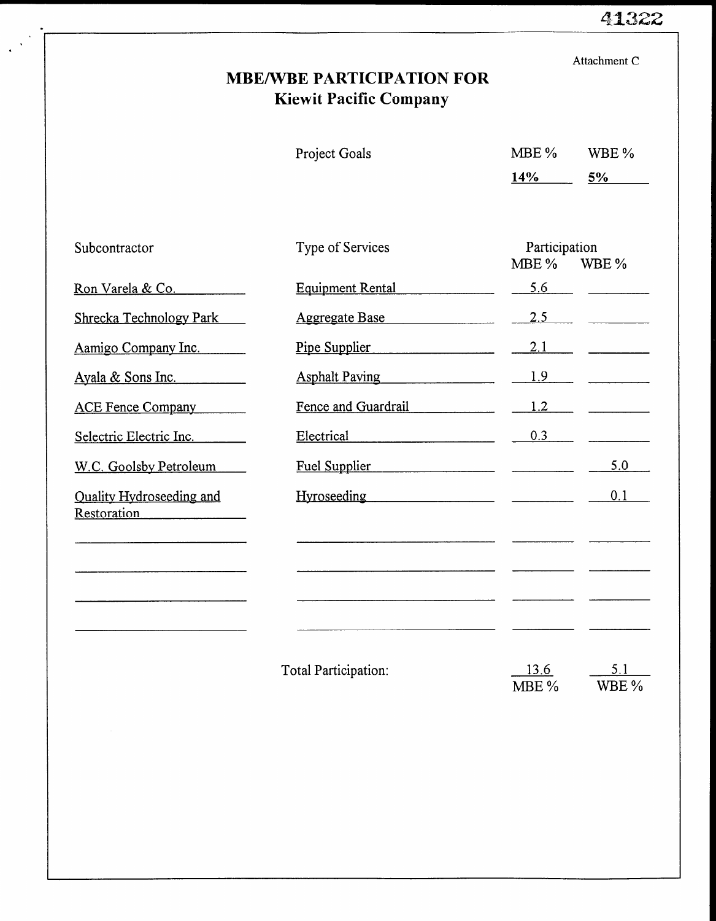Attachment C

# MBE/WBE PARTICIPATION FOR
## Kiewit Pacific Company

| | Project Goals | MBE % | WBE % |
|---|---|---|---|
| | | **14%** | **5%** |

| Subcontractor | Type of Services | Participation MBE % | Participation WBE % |
|---|---|---|---|
| Ron Varela & Co. | Equipment Rental | 5.6 | |
| Shrecka Technology Park | Aggregate Base | 2.5 | |
| Aamigo Company Inc. | Pipe Supplier | 2.1 | |
| Ayala & Sons Inc. | Asphalt Paving | 1.9 | |
| ACE Fence Company | Fence and Guardrail | 1.2 | |
| Selectric Electric Inc. | Electrical | 0.3 | |
| W.C. Goolsby Petroleum | Fuel Supplier | | 5.0 |
| Quality Hydroseeding and Restoration | Hyroseeding | | 0.1 |
| | | | |
| | | | |
| | | | |
| | | | |

| | Total Participation: | MBE % | WBE % |
|---|---|---|---|
| | | 13.6 | 5.1 |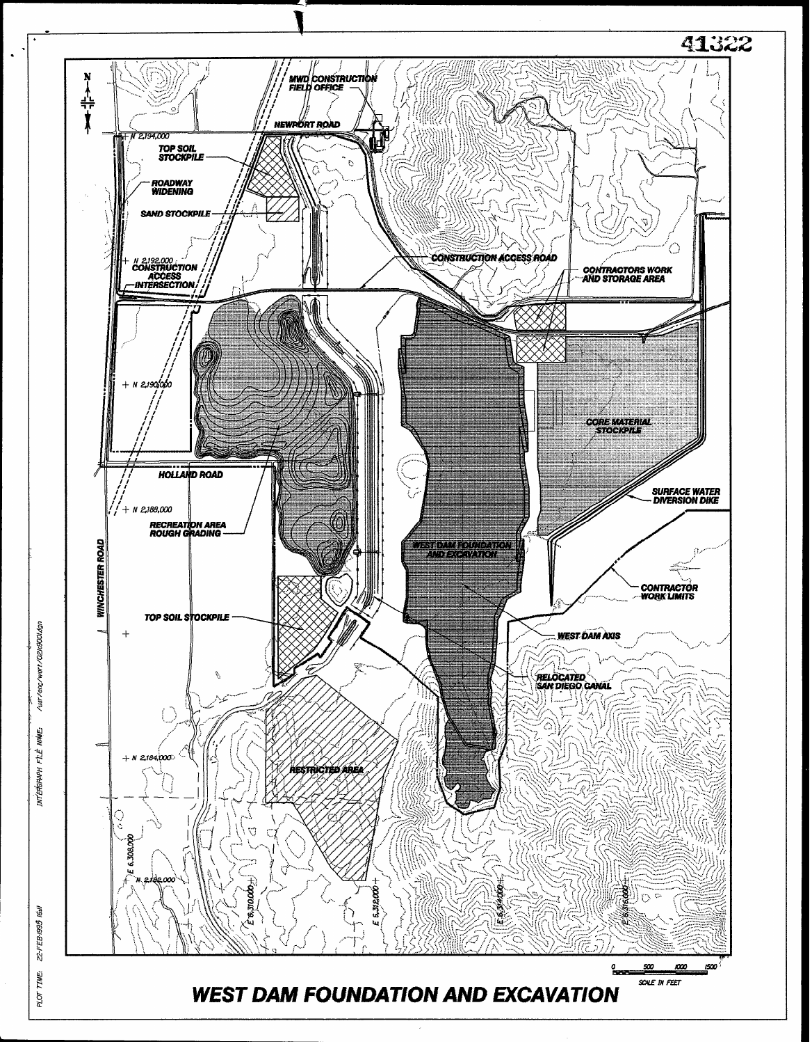41322

N

MWD CONSTRUCTION FIELD OFFICE

NEWPORT ROAD

N 2,194,000

TOP SOIL STOCKPILE

ROADWAY WIDENING

SAND STOCKPILE

N 2,192,000

CONSTRUCTION ACCESS INTERSECTION

CONSTRUCTION ACCESS ROAD

CONTRACTORS WORK AND STORAGE AREA

N 2,190,000

CORE MATERIAL STOCKPILE

HOLLAND ROAD

SURFACE WATER DIVERSION DIKE

N 2,188,000

RECREATION AREA ROUGH GRADING

WEST DAM FOUNDATION AND EXCAVATION

WINCHESTER ROAD

CONTRACTOR WORK LIMITS

TOP SOIL STOCKPILE

WEST DAM AXIS

RELOCATED SAN DIEGO CANAL

N 2,184,000

RESTRICTED AREA

E 6,308,000

N 2,182,000

E 6,310,000

E 6,312,000

E 6,314,000

E 6,316,000

0 500 1000 1500

SCALE IN FEET

INTERGRAPH FILE NAME: /usr/eng/wert/02d300l.dgn

PLOT TIME: 22-FEB-1999 16:11

# WEST DAM FOUNDATION AND EXCAVATION